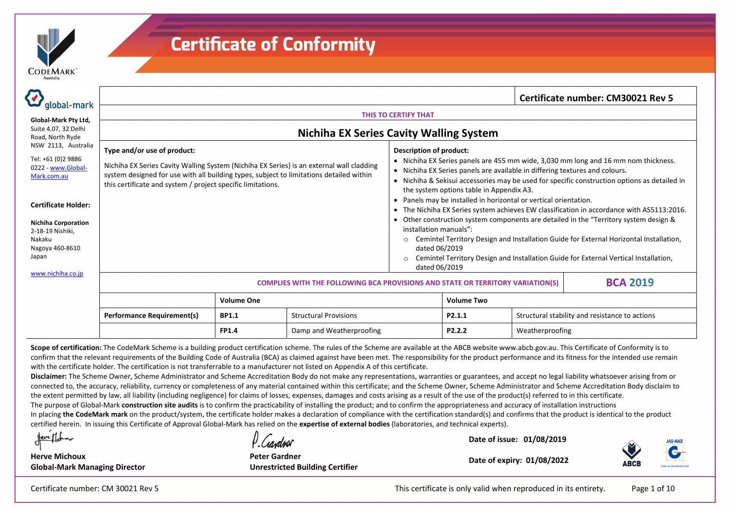# Certificate of Conformity

**Global-Mark Pty Ltd,**
Suite 4.07, 32 Delhi Road, North Ryde
NSW 2113, Australia

Tel: +61 (0)2 9886 0222 - www.Global-Mark.com.au

**Certificate Holder:**

**Nichiha Corporation**
2-18-19 Nishiki,
Nakaku
Nagoya 460-8610
Japan

www.nichiha.co.jp

**Certificate number: CM30021 Rev 5**

**THIS TO CERTIFY THAT**

## Nichiha EX Series Cavity Walling System

**Type and/or use of product:**

Nichiha EX Series Cavity Walling System (Nichiha EX Series) is an external wall cladding system designed for use with all building types, subject to limitations detailed within this certificate and system / project specific limitations.

**Description of product:**

- Nichiha EX Series panels are 455 mm wide, 3,030 mm long and 16 mm nom thickness.
- Nichiha EX Series panels are available in differing textures and colours.
- Nichiha & Sekisui accessories may be used for specific construction options as detailed in the system options table in Appendix A3.
- Panels may be installed in horizontal or vertical orientation.
- The Nichiha EX Series system achieves EW classification in accordance with AS5113:2016.
- Other construction system components are detailed in the "Territory system design & installation manuals":
  - Cemintel Territory Design and Installation Guide for External Horizontal Installation, dated 06/2019
  - Cemintel Territory Design and Installation Guide for External Vertical Installation, dated 06/2019

**COMPLIES WITH THE FOLLOWING BCA PROVISIONS AND STATE OR TERRITORY VARIATION(S)** — **BCA 2019**

| | Volume One | | Volume Two | |
|---|---|---|---|---|
| **Performance Requirement(s)** | **BP1.1** | Structural Provisions | **P2.1.1** | Structural stability and resistance to actions |
| | **FP1.4** | Damp and Weatherproofing | **P2.2.2** | Weatherproofing |

**Scope of certification:** The CodeMark Scheme is a building product certification scheme. The rules of the Scheme are available at the ABCB website www.abcb.gov.au. This Certificate of Conformity is to confirm that the relevant requirements of the Building Code of Australia (BCA) as claimed against have been met. The responsibility for the product performance and its fitness for the intended use remain with the certificate holder. The certification is not transferrable to a manufacturer not listed on Appendix A of this certificate.

**Disclaimer:** The Scheme Owner, Scheme Administrator and Scheme Accreditation Body do not make any representations, warranties or guarantees, and accept no legal liability whatsoever arising from or connected to, the accuracy, reliability, currency or completeness of any material contained within this certificate; and the Scheme Owner, Scheme Administrator and Scheme Accreditation Body disclaim to the extent permitted by law, all liability (including negligence) for claims of losses, expenses, damages and costs arising as a result of the use of the product(s) referred to in this certificate.

The purpose of Global-Mark **construction site audits** is to confirm the practicability of installing the product; and to confirm the appropriateness and accuracy of installation instructions

In placing **the CodeMark mark** on the product/system, the certificate holder makes a declaration of compliance with the certification standard(s) and confirms that the product is identical to the product certified herein. In issuing this Certificate of Approval Global-Mark has relied on the **expertise of external bodies** (laboratories, and technical experts).

**Herve Michoux**
**Global-Mark Managing Director**

**Peter Gardner**
**Unrestricted Building Certifier**

**Date of issue: 01/08/2019**

**Date of expiry: 01/08/2022**

This certificate is only valid when reproduced in its entirety.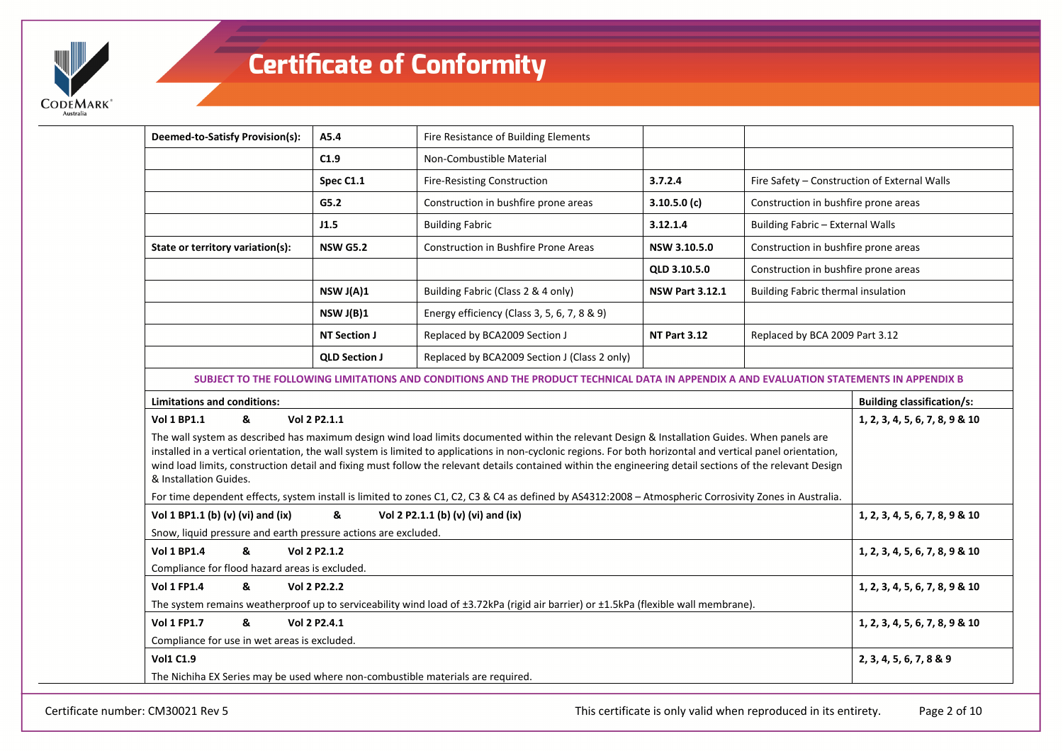# Certificate of Conformity

| Deemed-to-Satisfy Provision(s): | A5.4 | Fire Resistance of Building Elements | | |
|---|---|---|---|---|
| | C1.9 | Non-Combustible Material | | |
| | Spec C1.1 | Fire-Resisting Construction | 3.7.2.4 | Fire Safety – Construction of External Walls |
| | G5.2 | Construction in bushfire prone areas | 3.10.5.0 (c) | Construction in bushfire prone areas |
| | J1.5 | Building Fabric | 3.12.1.4 | Building Fabric – External Walls |
| **State or territory variation(s):** | **NSW G5.2** | Construction in Bushfire Prone Areas | **NSW 3.10.5.0** | Construction in bushfire prone areas |
| | | | **QLD 3.10.5.0** | Construction in bushfire prone areas |
| | **NSW J(A)1** | Building Fabric (Class 2 & 4 only) | **NSW Part 3.12.1** | Building Fabric thermal insulation |
| | **NSW J(B)1** | Energy efficiency (Class 3, 5, 6, 7, 8 & 9) | | |
| | **NT Section J** | Replaced by BCA2009 Section J | **NT Part 3.12** | Replaced by BCA 2009 Part 3.12 |
| | **QLD Section J** | Replaced by BCA2009 Section J (Class 2 only) | | |

**SUBJECT TO THE FOLLOWING LIMITATIONS AND CONDITIONS AND THE PRODUCT TECHNICAL DATA IN APPENDIX A AND EVALUATION STATEMENTS IN APPENDIX B**

| Limitations and conditions: | Building classification/s: |
|---|---|
| **Vol 1 BP1.1 & Vol 2 P2.1.1**<br>The wall system as described has maximum design wind load limits documented within the relevant Design & Installation Guides. When panels are installed in a vertical orientation, the wall system is limited to applications in non-cyclonic regions. For both horizontal and vertical panel orientation, wind load limits, construction detail and fixing must follow the relevant details contained within the engineering detail sections of the relevant Design & Installation Guides.<br>For time dependent effects, system install is limited to zones C1, C2, C3 & C4 as defined by AS4312:2008 – Atmospheric Corrosivity Zones in Australia. | **1, 2, 3, 4, 5, 6, 7, 8, 9 & 10** |
| **Vol 1 BP1.1 (b) (v) (vi) and (ix) & Vol 2 P2.1.1 (b) (v) (vi) and (ix)**<br>Snow, liquid pressure and earth pressure actions are excluded. | **1, 2, 3, 4, 5, 6, 7, 8, 9 & 10** |
| **Vol 1 BP1.4 & Vol 2 P2.1.2**<br>Compliance for flood hazard areas is excluded. | **1, 2, 3, 4, 5, 6, 7, 8, 9 & 10** |
| **Vol 1 FP1.4 & Vol 2 P2.2.2**<br>The system remains weatherproof up to serviceability wind load of ±3.72kPa (rigid air barrier) or ±1.5kPa (flexible wall membrane). | **1, 2, 3, 4, 5, 6, 7, 8, 9 & 10** |
| **Vol 1 FP1.7 & Vol 2 P2.4.1**<br>Compliance for use in wet areas is excluded. | **1, 2, 3, 4, 5, 6, 7, 8, 9 & 10** |
| **Vol1 C1.9**<br>The Nichiha EX Series may be used where non-combustible materials are required. | **2, 3, 4, 5, 6, 7, 8 & 9** |

Certificate number: CM30021 Rev 5

This certificate is only valid when reproduced in its entirety.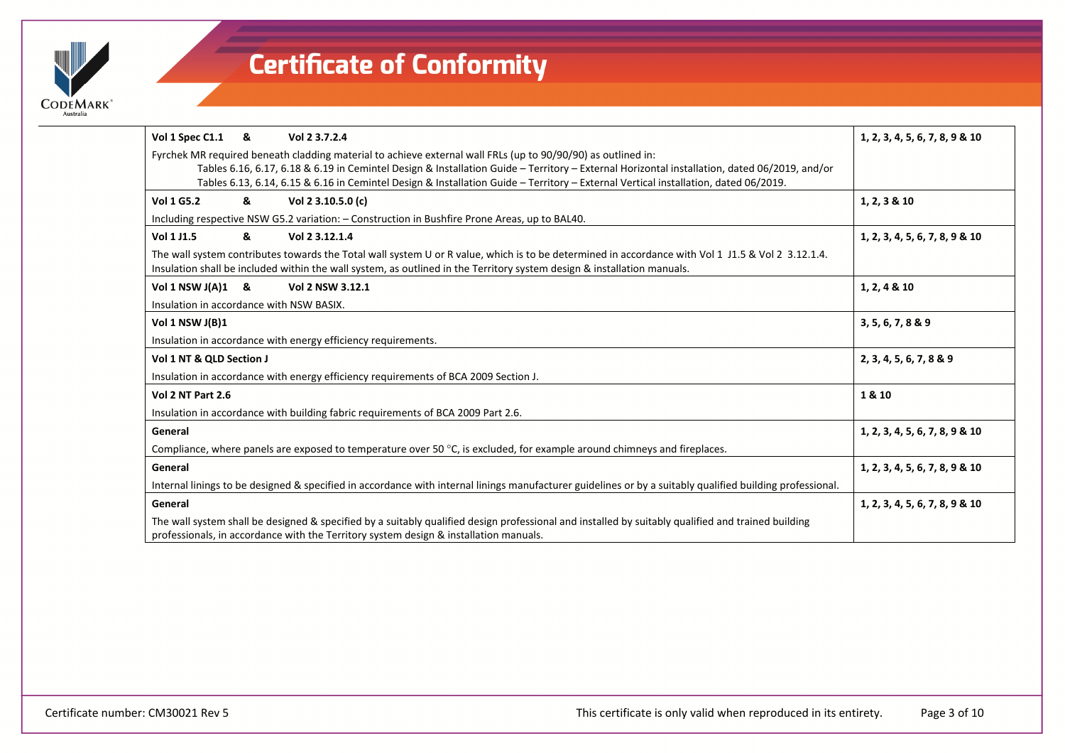# Certificate of Conformity

| | |
|---|---|
| **Vol 1 Spec C1.1 & Vol 2 3.7.2.4**<br>Fyrchek MR required beneath cladding material to achieve external wall FRLs (up to 90/90/90) as outlined in:<br>Tables 6.16, 6.17, 6.18 & 6.19 in Cemintel Design & Installation Guide – Territory – External Horizontal installation, dated 06/2019, and/or<br>Tables 6.13, 6.14, 6.15 & 6.16 in Cemintel Design & Installation Guide – Territory – External Vertical installation, dated 06/2019. | **1, 2, 3, 4, 5, 6, 7, 8, 9 & 10** |
| **Vol 1 G5.2 & Vol 2 3.10.5.0 (c)**<br>Including respective NSW G5.2 variation: – Construction in Bushfire Prone Areas, up to BAL40. | **1, 2, 3 & 10** |
| **Vol 1 J1.5 & Vol 2 3.12.1.4**<br>The wall system contributes towards the Total wall system U or R value, which is to be determined in accordance with Vol 1 J1.5 & Vol 2 3.12.1.4. Insulation shall be included within the wall system, as outlined in the Territory system design & installation manuals. | **1, 2, 3, 4, 5, 6, 7, 8, 9 & 10** |
| **Vol 1 NSW J(A)1 & Vol 2 NSW 3.12.1**<br>Insulation in accordance with NSW BASIX. | **1, 2, 4 & 10** |
| **Vol 1 NSW J(B)1**<br>Insulation in accordance with energy efficiency requirements. | **3, 5, 6, 7, 8 & 9** |
| **Vol 1 NT & QLD Section J**<br>Insulation in accordance with energy efficiency requirements of BCA 2009 Section J. | **2, 3, 4, 5, 6, 7, 8 & 9** |
| **Vol 2 NT Part 2.6**<br>Insulation in accordance with building fabric requirements of BCA 2009 Part 2.6. | **1 & 10** |
| **General**<br>Compliance, where panels are exposed to temperature over 50 °C, is excluded, for example around chimneys and fireplaces. | **1, 2, 3, 4, 5, 6, 7, 8, 9 & 10** |
| **General**<br>Internal linings to be designed & specified in accordance with internal linings manufacturer guidelines or by a suitably qualified building professional. | **1, 2, 3, 4, 5, 6, 7, 8, 9 & 10** |
| **General**<br>The wall system shall be designed & specified by a suitably qualified design professional and installed by suitably qualified and trained building professionals, in accordance with the Territory system design & installation manuals. | **1, 2, 3, 4, 5, 6, 7, 8, 9 & 10** |

Certificate number: CM30021 Rev 5

This certificate is only valid when reproduced in its entirety.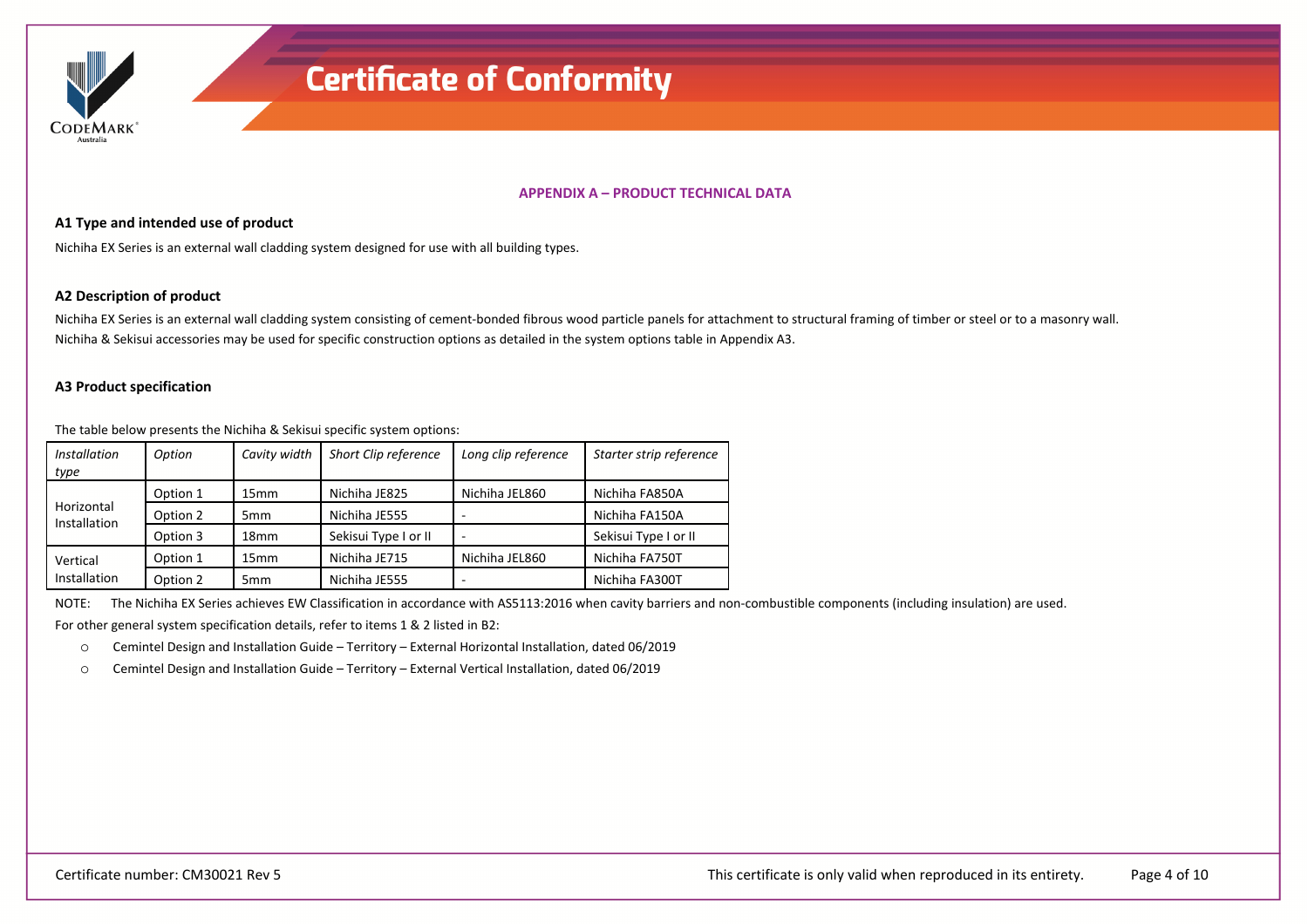**APPENDIX A – PRODUCT TECHNICAL DATA**

**A1 Type and intended use of product**

Nichiha EX Series is an external wall cladding system designed for use with all building types.

**A2 Description of product**

Nichiha EX Series is an external wall cladding system consisting of cement-bonded fibrous wood particle panels for attachment to structural framing of timber or steel or to a masonry wall. Nichiha & Sekisui accessories may be used for specific construction options as detailed in the system options table in Appendix A3.

**A3 Product specification**

The table below presents the Nichiha & Sekisui specific system options:

| *Installation type* | *Option* | *Cavity width* | *Short Clip reference* | *Long clip reference* | *Starter strip reference* |
|---|---|---|---|---|---|
| Horizontal Installation | Option 1 | 15mm | Nichiha JE825 | Nichiha JEL860 | Nichiha FA850A |
| | Option 2 | 5mm | Nichiha JE555 | - | Nichiha FA150A |
| | Option 3 | 18mm | Sekisui Type I or II | - | Sekisui Type I or II |
| Vertical Installation | Option 1 | 15mm | Nichiha JE715 | Nichiha JEL860 | Nichiha FA750T |
| | Option 2 | 5mm | Nichiha JE555 | - | Nichiha FA300T |

NOTE: The Nichiha EX Series achieves EW Classification in accordance with AS5113:2016 when cavity barriers and non-combustible components (including insulation) are used.

For other general system specification details, refer to items 1 & 2 listed in B2:

- Cemintel Design and Installation Guide – Territory – External Horizontal Installation, dated 06/2019
- Cemintel Design and Installation Guide – Territory – External Vertical Installation, dated 06/2019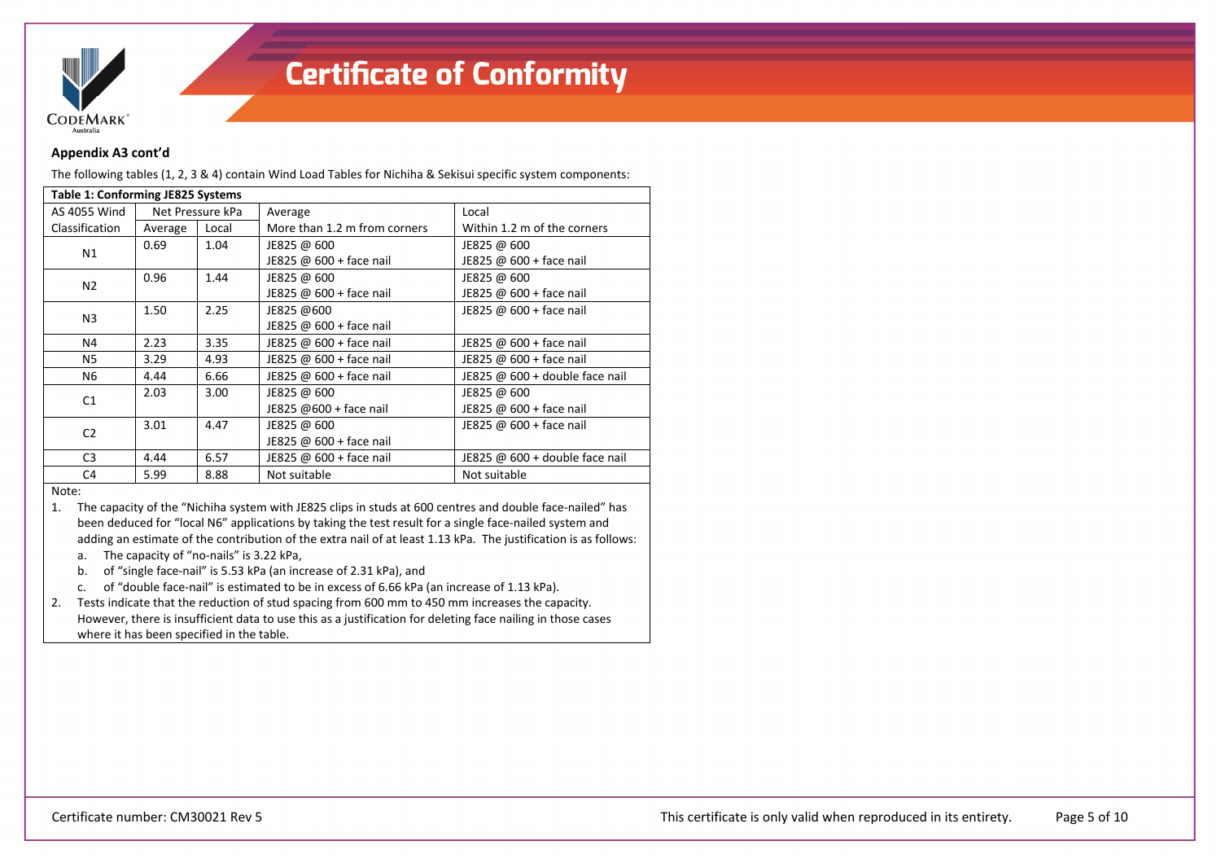**Appendix A3 cont'd**

The following tables (1, 2, 3 & 4) contain Wind Load Tables for Nichiha & Sekisui specific system components:

| **Table 1: Conforming JE825 Systems** | | | | |
|---|---|---|---|---|
| AS 4055 Wind Classification | Net Pressure kPa | | Average | Local |
| | Average | Local | More than 1.2 m from corners | Within 1.2 m of the corners |
| N1 | 0.69 | 1.04 | JE825 @ 600<br>JE825 @ 600 + face nail | JE825 @ 600<br>JE825 @ 600 + face nail |
| N2 | 0.96 | 1.44 | JE825 @ 600<br>JE825 @ 600 + face nail | JE825 @ 600<br>JE825 @ 600 + face nail |
| N3 | 1.50 | 2.25 | JE825 @600<br>JE825 @ 600 + face nail | JE825 @ 600 + face nail |
| N4 | 2.23 | 3.35 | JE825 @ 600 + face nail | JE825 @ 600 + face nail |
| N5 | 3.29 | 4.93 | JE825 @ 600 + face nail | JE825 @ 600 + face nail |
| N6 | 4.44 | 6.66 | JE825 @ 600 + face nail | JE825 @ 600 + double face nail |
| C1 | 2.03 | 3.00 | JE825 @ 600<br>JE825 @600 + face nail | JE825 @ 600<br>JE825 @ 600 + face nail |
| C2 | 3.01 | 4.47 | JE825 @ 600<br>JE825 @ 600 + face nail | JE825 @ 600 + face nail |
| C3 | 4.44 | 6.57 | JE825 @ 600 + face nail | JE825 @ 600 + double face nail |
| C4 | 5.99 | 8.88 | Not suitable | Not suitable |

Note:

1. The capacity of the "Nichiha system with JE825 clips in studs at 600 centres and double face-nailed" has been deduced for "local N6" applications by taking the test result for a single face-nailed system and adding an estimate of the contribution of the extra nail of at least 1.13 kPa. The justification is as follows:
   a. The capacity of "no-nails" is 3.22 kPa,
   b. of "single face-nail" is 5.53 kPa (an increase of 2.31 kPa), and
   c. of "double face-nail" is estimated to be in excess of 6.66 kPa (an increase of 1.13 kPa).
2. Tests indicate that the reduction of stud spacing from 600 mm to 450 mm increases the capacity. However, there is insufficient data to use this as a justification for deleting face nailing in those cases where it has been specified in the table.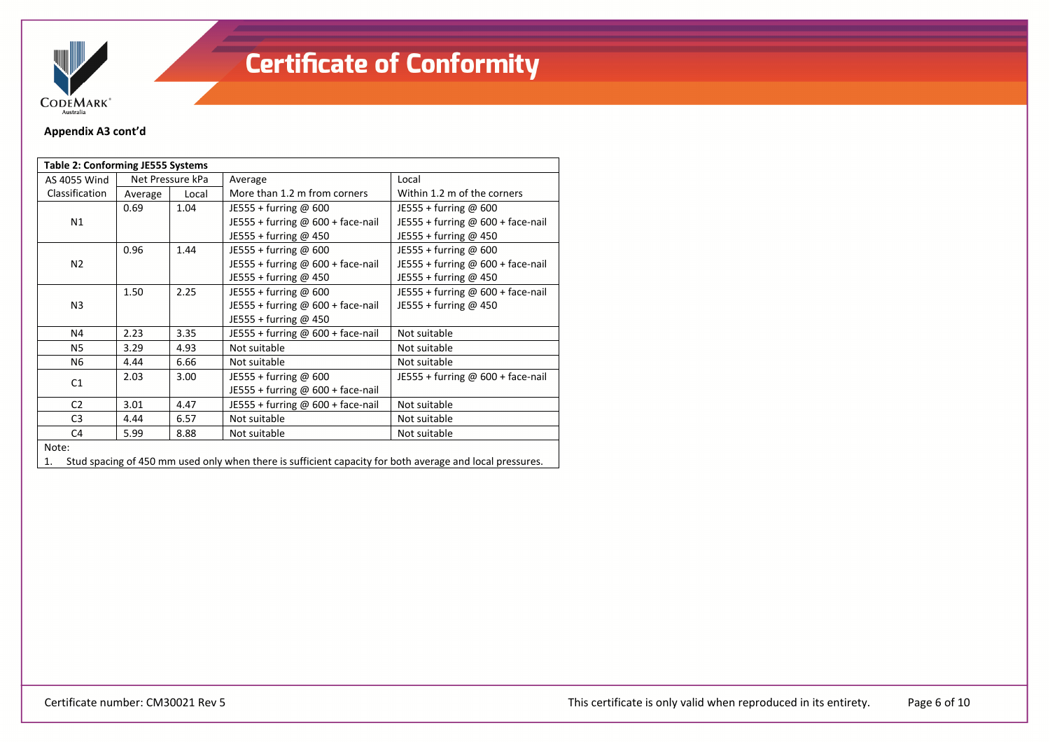**Appendix A3 cont'd**

**Table 2: Conforming JE555 Systems**

| AS 4055 Wind Classification | Net Pressure kPa | | Average | Local |
|---|---|---|---|---|
| | Average | Local | More than 1.2 m from corners | Within 1.2 m of the corners |
| N1 | 0.69 | 1.04 | JE555 + furring @ 600<br>JE555 + furring @ 600 + face-nail<br>JE555 + furring @ 450 | JE555 + furring @ 600<br>JE555 + furring @ 600 + face-nail<br>JE555 + furring @ 450 |
| N2 | 0.96 | 1.44 | JE555 + furring @ 600<br>JE555 + furring @ 600 + face-nail<br>JE555 + furring @ 450 | JE555 + furring @ 600<br>JE555 + furring @ 600 + face-nail<br>JE555 + furring @ 450 |
| N3 | 1.50 | 2.25 | JE555 + furring @ 600<br>JE555 + furring @ 600 + face-nail<br>JE555 + furring @ 450 | JE555 + furring @ 600 + face-nail<br>JE555 + furring @ 450 |
| N4 | 2.23 | 3.35 | JE555 + furring @ 600 + face-nail | Not suitable |
| N5 | 3.29 | 4.93 | Not suitable | Not suitable |
| N6 | 4.44 | 6.66 | Not suitable | Not suitable |
| C1 | 2.03 | 3.00 | JE555 + furring @ 600<br>JE555 + furring @ 600 + face-nail | JE555 + furring @ 600 + face-nail |
| C2 | 3.01 | 4.47 | JE555 + furring @ 600 + face-nail | Not suitable |
| C3 | 4.44 | 6.57 | Not suitable | Not suitable |
| C4 | 5.99 | 8.88 | Not suitable | Not suitable |

Note:

1. Stud spacing of 450 mm used only when there is sufficient capacity for both average and local pressures.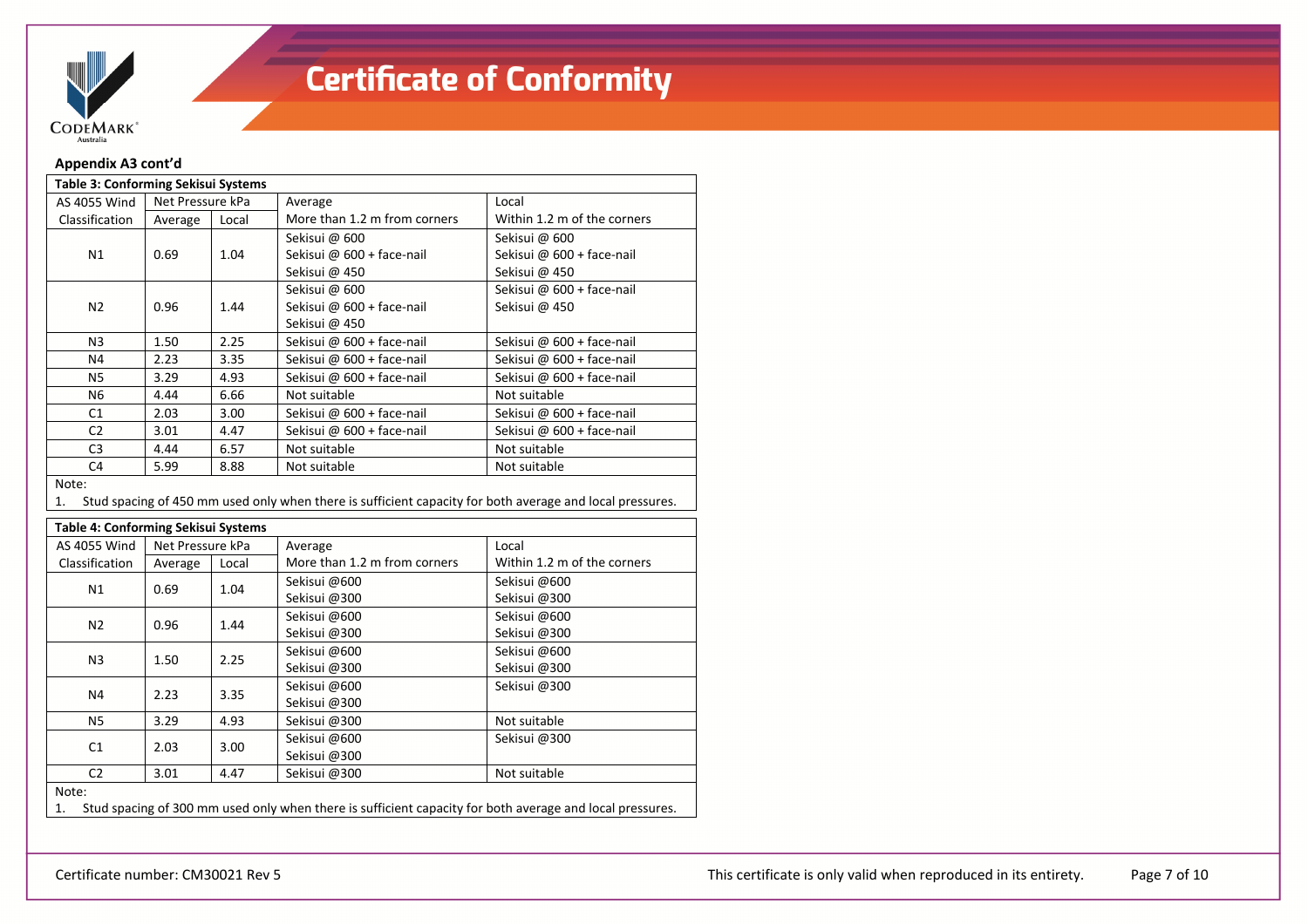**Appendix A3 cont'd**

**Table 3: Conforming Sekisui Systems**

| AS 4055 Wind Classification | Net Pressure kPa | | Average | Local |
|---|---|---|---|---|
| | Average | Local | More than 1.2 m from corners | Within 1.2 m of the corners |
| N1 | 0.69 | 1.04 | Sekisui @ 600<br>Sekisui @ 600 + face-nail<br>Sekisui @ 450 | Sekisui @ 600<br>Sekisui @ 600 + face-nail<br>Sekisui @ 450 |
| N2 | 0.96 | 1.44 | Sekisui @ 600<br>Sekisui @ 600 + face-nail<br>Sekisui @ 450 | Sekisui @ 600 + face-nail<br>Sekisui @ 450 |
| N3 | 1.50 | 2.25 | Sekisui @ 600 + face-nail | Sekisui @ 600 + face-nail |
| N4 | 2.23 | 3.35 | Sekisui @ 600 + face-nail | Sekisui @ 600 + face-nail |
| N5 | 3.29 | 4.93 | Sekisui @ 600 + face-nail | Sekisui @ 600 + face-nail |
| N6 | 4.44 | 6.66 | Not suitable | Not suitable |
| C1 | 2.03 | 3.00 | Sekisui @ 600 + face-nail | Sekisui @ 600 + face-nail |
| C2 | 3.01 | 4.47 | Sekisui @ 600 + face-nail | Sekisui @ 600 + face-nail |
| C3 | 4.44 | 6.57 | Not suitable | Not suitable |
| C4 | 5.99 | 8.88 | Not suitable | Not suitable |

Note:

1. Stud spacing of 450 mm used only when there is sufficient capacity for both average and local pressures.

**Table 4: Conforming Sekisui Systems**

| AS 4055 Wind Classification | Net Pressure kPa | | Average | Local |
|---|---|---|---|---|
| | Average | Local | More than 1.2 m from corners | Within 1.2 m of the corners |
| N1 | 0.69 | 1.04 | Sekisui @600<br>Sekisui @300 | Sekisui @600<br>Sekisui @300 |
| N2 | 0.96 | 1.44 | Sekisui @600<br>Sekisui @300 | Sekisui @600<br>Sekisui @300 |
| N3 | 1.50 | 2.25 | Sekisui @600<br>Sekisui @300 | Sekisui @600<br>Sekisui @300 |
| N4 | 2.23 | 3.35 | Sekisui @600<br>Sekisui @300 | Sekisui @300 |
| N5 | 3.29 | 4.93 | Sekisui @300 | Not suitable |
| C1 | 2.03 | 3.00 | Sekisui @600<br>Sekisui @300 | Sekisui @300 |
| C2 | 3.01 | 4.47 | Sekisui @300 | Not suitable |

Note:

1. Stud spacing of 300 mm used only when there is sufficient capacity for both average and local pressures.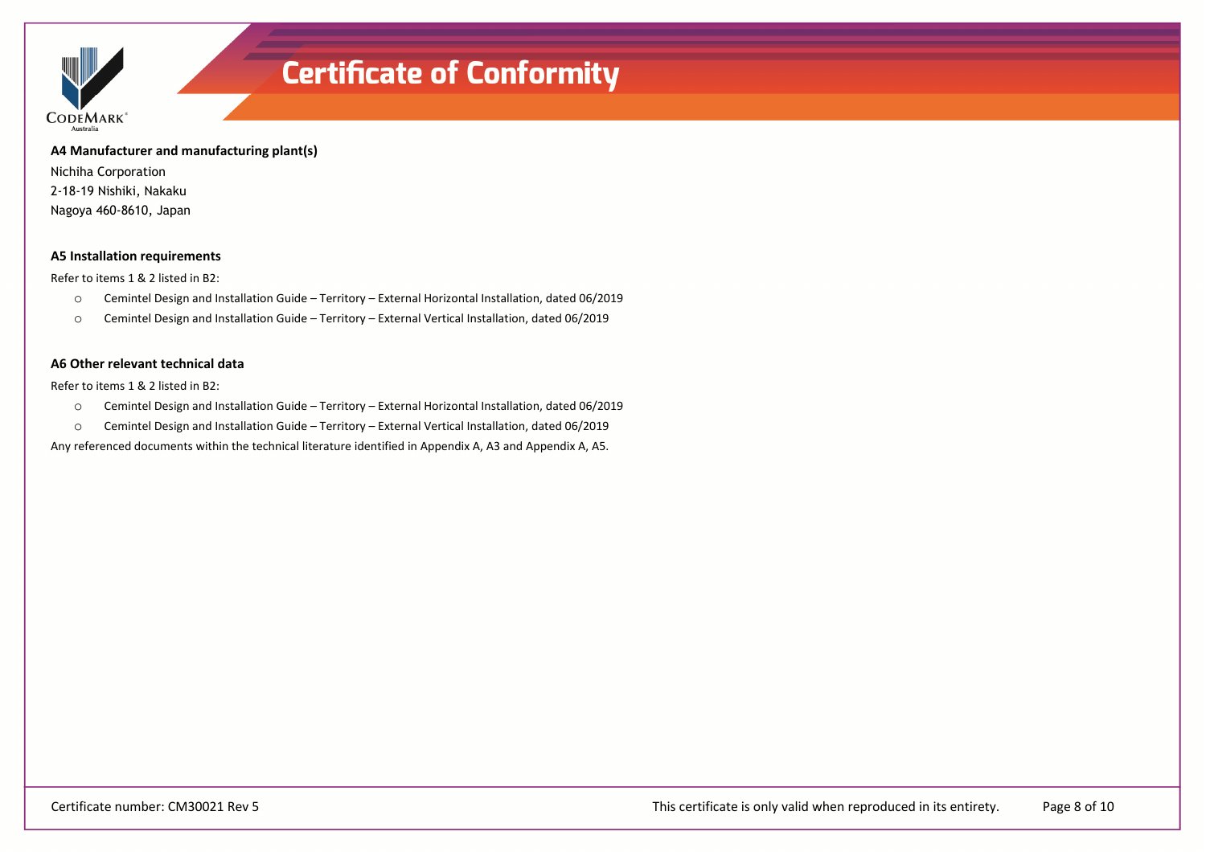**A4 Manufacturer and manufacturing plant(s)**

Nichiha Corporation
2-18-19 Nishiki, Nakaku
Nagoya 460-8610, Japan

**A5 Installation requirements**

Refer to items 1 & 2 listed in B2:

- Cemintel Design and Installation Guide – Territory – External Horizontal Installation, dated 06/2019
- Cemintel Design and Installation Guide – Territory – External Vertical Installation, dated 06/2019

**A6 Other relevant technical data**

Refer to items 1 & 2 listed in B2:

- Cemintel Design and Installation Guide – Territory – External Horizontal Installation, dated 06/2019
- Cemintel Design and Installation Guide – Territory – External Vertical Installation, dated 06/2019

Any referenced documents within the technical literature identified in Appendix A, A3 and Appendix A, A5.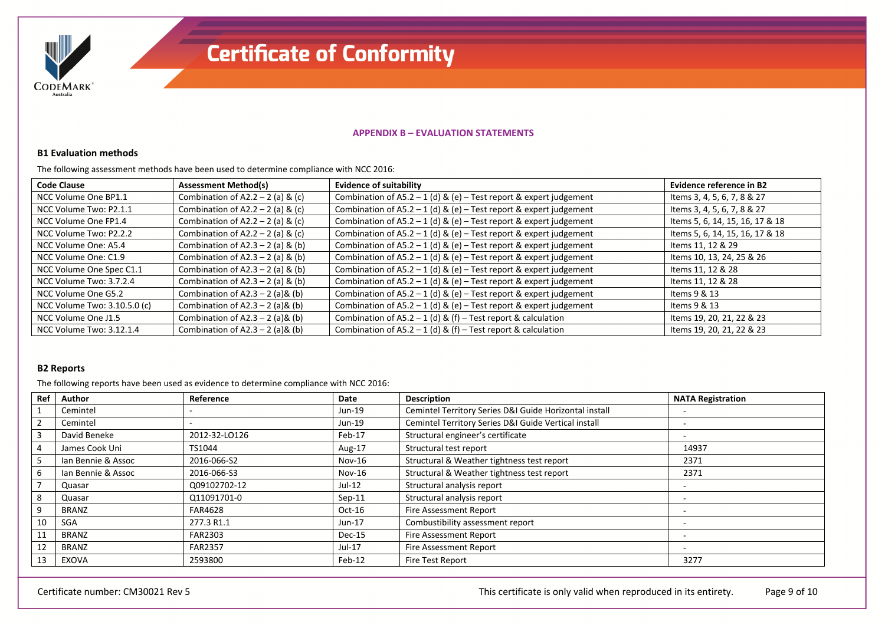**APPENDIX B – EVALUATION STATEMENTS**

### B1 Evaluation methods

The following assessment methods have been used to determine compliance with NCC 2016:

| Code Clause | Assessment Method(s) | Evidence of suitability | Evidence reference in B2 |
|---|---|---|---|
| NCC Volume One BP1.1 | Combination of A2.2 – 2 (a) & (c) | Combination of A5.2 – 1 (d) & (e) – Test report & expert judgement | Items 3, 4, 5, 6, 7, 8 & 27 |
| NCC Volume Two: P2.1.1 | Combination of A2.2 – 2 (a) & (c) | Combination of A5.2 – 1 (d) & (e) – Test report & expert judgement | Items 3, 4, 5, 6, 7, 8 & 27 |
| NCC Volume One FP1.4 | Combination of A2.2 – 2 (a) & (c) | Combination of A5.2 – 1 (d) & (e) – Test report & expert judgement | Items 5, 6, 14, 15, 16, 17 & 18 |
| NCC Volume Two: P2.2.2 | Combination of A2.2 – 2 (a) & (c) | Combination of A5.2 – 1 (d) & (e) – Test report & expert judgement | Items 5, 6, 14, 15, 16, 17 & 18 |
| NCC Volume One: A5.4 | Combination of A2.3 – 2 (a) & (b) | Combination of A5.2 – 1 (d) & (e) – Test report & expert judgement | Items 11, 12 & 29 |
| NCC Volume One: C1.9 | Combination of A2.3 – 2 (a) & (b) | Combination of A5.2 – 1 (d) & (e) – Test report & expert judgement | Items 10, 13, 24, 25 & 26 |
| NCC Volume One Spec C1.1 | Combination of A2.3 – 2 (a) & (b) | Combination of A5.2 – 1 (d) & (e) – Test report & expert judgement | Items 11, 12 & 28 |
| NCC Volume Two: 3.7.2.4 | Combination of A2.3 – 2 (a) & (b) | Combination of A5.2 – 1 (d) & (e) – Test report & expert judgement | Items 11, 12 & 28 |
| NCC Volume One G5.2 | Combination of A2.3 – 2 (a)& (b) | Combination of A5.2 – 1 (d) & (e) – Test report & expert judgement | Items 9 & 13 |
| NCC Volume Two: 3.10.5.0 (c) | Combination of A2.3 – 2 (a)& (b) | Combination of A5.2 – 1 (d) & (e) – Test report & expert judgement | Items 9 & 13 |
| NCC Volume One J1.5 | Combination of A2.3 – 2 (a)& (b) | Combination of A5.2 – 1 (d) & (f) – Test report & calculation | Items 19, 20, 21, 22 & 23 |
| NCC Volume Two: 3.12.1.4 | Combination of A2.3 – 2 (a)& (b) | Combination of A5.2 – 1 (d) & (f) – Test report & calculation | Items 19, 20, 21, 22 & 23 |

### B2 Reports

The following reports have been used as evidence to determine compliance with NCC 2016:

| Ref | Author | Reference | Date | Description | NATA Registration |
|---|---|---|---|---|---|
| 1 | Cemintel | - | Jun-19 | Cemintel Territory Series D&I Guide Horizontal install | - |
| 2 | Cemintel | - | Jun-19 | Cemintel Territory Series D&I Guide Vertical install | - |
| 3 | David Beneke | 2012-32-LO126 | Feb-17 | Structural engineer's certificate | - |
| 4 | James Cook Uni | TS1044 | Aug-17 | Structural test report | 14937 |
| 5 | Ian Bennie & Assoc | 2016-066-S2 | Nov-16 | Structural & Weather tightness test report | 2371 |
| 6 | Ian Bennie & Assoc | 2016-066-S3 | Nov-16 | Structural & Weather tightness test report | 2371 |
| 7 | Quasar | Q09102702-12 | Jul-12 | Structural analysis report | - |
| 8 | Quasar | Q11091701-0 | Sep-11 | Structural analysis report | - |
| 9 | BRANZ | FAR4628 | Oct-16 | Fire Assessment Report | - |
| 10 | SGA | 277.3 R1.1 | Jun-17 | Combustibility assessment report | - |
| 11 | BRANZ | FAR2303 | Dec-15 | Fire Assessment Report | - |
| 12 | BRANZ | FAR2357 | Jul-17 | Fire Assessment Report | - |
| 13 | EXOVA | 2593800 | Feb-12 | Fire Test Report | 3277 |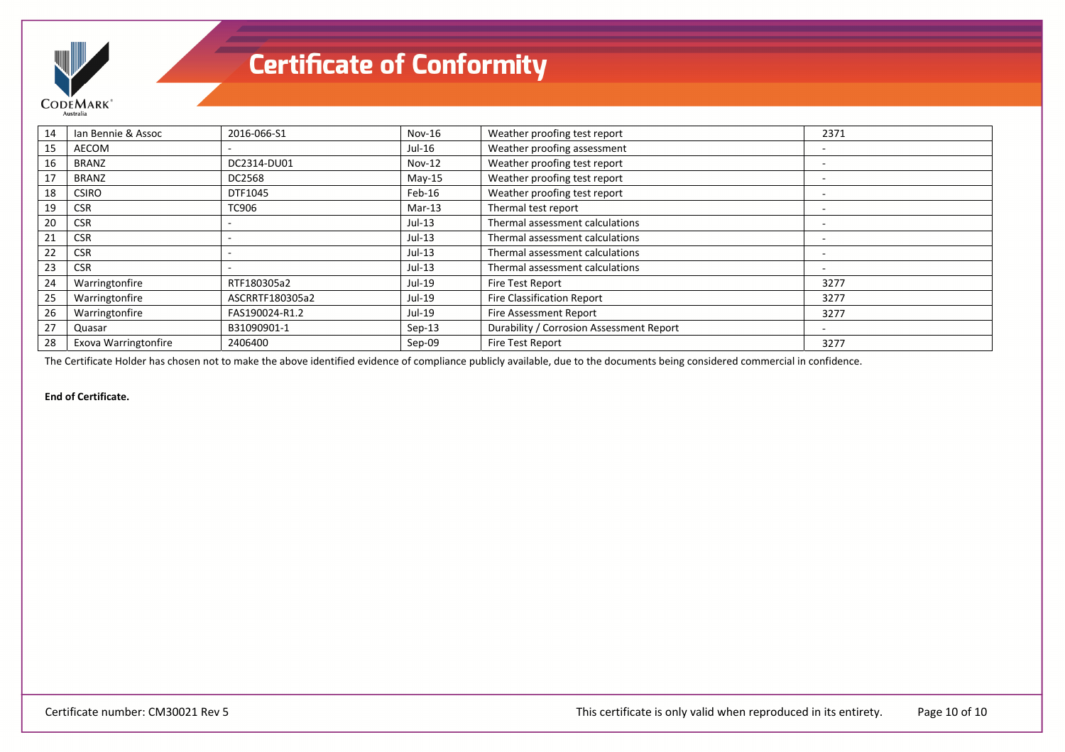| | | | | | |
|---|---|---|---|---|---|
| 14 | Ian Bennie & Assoc | 2016-066-S1 | Nov-16 | Weather proofing test report | 2371 |
| 15 | AECOM | - | Jul-16 | Weather proofing assessment | - |
| 16 | BRANZ | DC2314-DU01 | Nov-12 | Weather proofing test report | - |
| 17 | BRANZ | DC2568 | May-15 | Weather proofing test report | - |
| 18 | CSIRO | DTF1045 | Feb-16 | Weather proofing test report | - |
| 19 | CSR | TC906 | Mar-13 | Thermal test report | - |
| 20 | CSR | - | Jul-13 | Thermal assessment calculations | - |
| 21 | CSR | - | Jul-13 | Thermal assessment calculations | - |
| 22 | CSR | - | Jul-13 | Thermal assessment calculations | - |
| 23 | CSR | - | Jul-13 | Thermal assessment calculations | - |
| 24 | Warringtonfire | RTF180305a2 | Jul-19 | Fire Test Report | 3277 |
| 25 | Warringtonfire | ASCRRTF180305a2 | Jul-19 | Fire Classification Report | 3277 |
| 26 | Warringtonfire | FAS190024-R1.2 | Jul-19 | Fire Assessment Report | 3277 |
| 27 | Quasar | B31090901-1 | Sep-13 | Durability / Corrosion Assessment Report | - |
| 28 | Exova Warringtonfire | 2406400 | Sep-09 | Fire Test Report | 3277 |

The Certificate Holder has chosen not to make the above identified evidence of compliance publicly available, due to the documents being considered commercial in confidence.

**End of Certificate.**